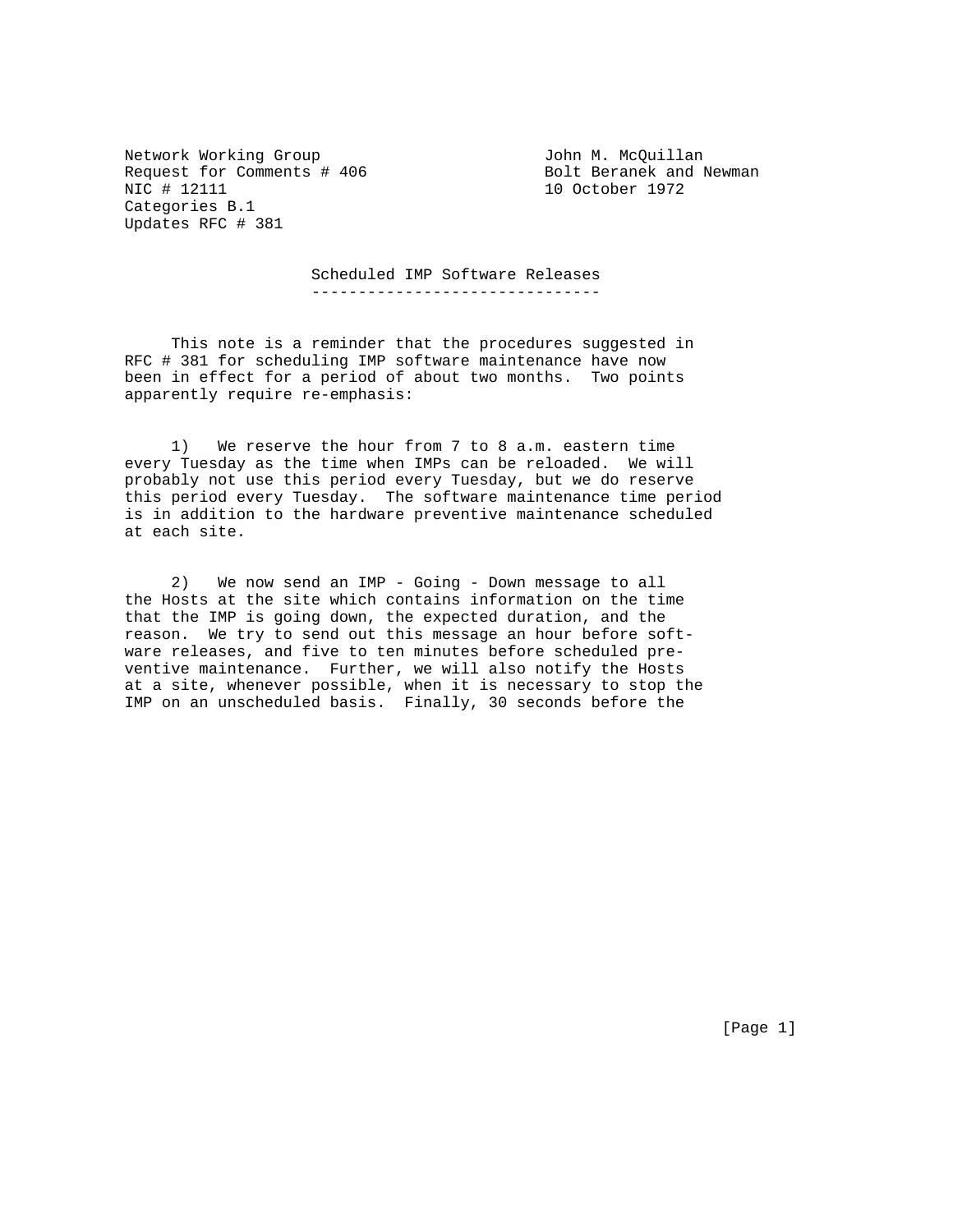Network Working Group  
Request for Comments # 406  
NIC # 12111  
Categories B.1  
Updates RFC # 381

John M. McQuillan  
Bolt Beranek and Newman  
10 October 1972

# Scheduled IMP Software Releases

This note is a reminder that the procedures suggested in RFC # 381 for scheduling IMP software maintenance have now been in effect for a period of about two months. Two points apparently require re-emphasis:

1) We reserve the hour from 7 to 8 a.m. eastern time every Tuesday as the time when IMPs can be reloaded. We will probably not use this period every Tuesday, but we do reserve this period every Tuesday. The software maintenance time period is in addition to the hardware preventive maintenance scheduled at each site.

2) We now send an IMP - Going - Down message to all the Hosts at the site which contains information on the time that the IMP is going down, the expected duration, and the reason. We try to send out this message an hour before software releases, and five to ten minutes before scheduled preventive maintenance. Further, we will also notify the Hosts at a site, whenever possible, when it is necessary to stop the IMP on an unscheduled basis. Finally, 30 seconds before the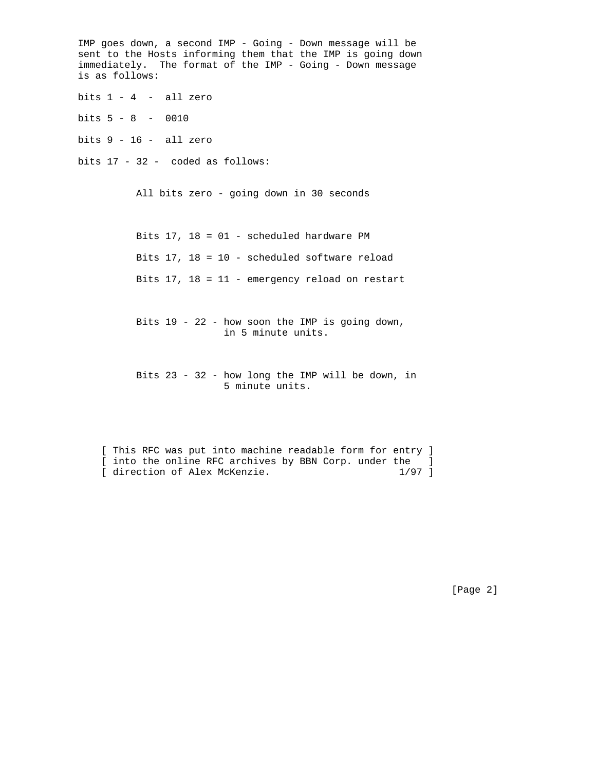IMP goes down, a second IMP - Going - Down message will be sent to the Hosts informing them that the IMP is going down immediately. The format of the IMP - Going - Down message is as follows:

bits 1 - 4 - all zero

bits 5 - 8 - 0010

bits 9 - 16 - all zero

bits 17 - 32 - coded as follows:

All bits zero - going down in 30 seconds

Bits 17, 18 = 01 - scheduled hardware PM

Bits 17, 18 = 10 - scheduled software reload

Bits 17, 18 = 11 - emergency reload on restart

Bits 19 - 22 - how soon the IMP is going down, in 5 minute units.

Bits 23 - 32 - how long the IMP will be down, in 5 minute units.

[ This RFC was put into machine readable form for entry ]
[ into the online RFC archives by BBN Corp. under the ]
[ direction of Alex McKenzie. 1/97 ]